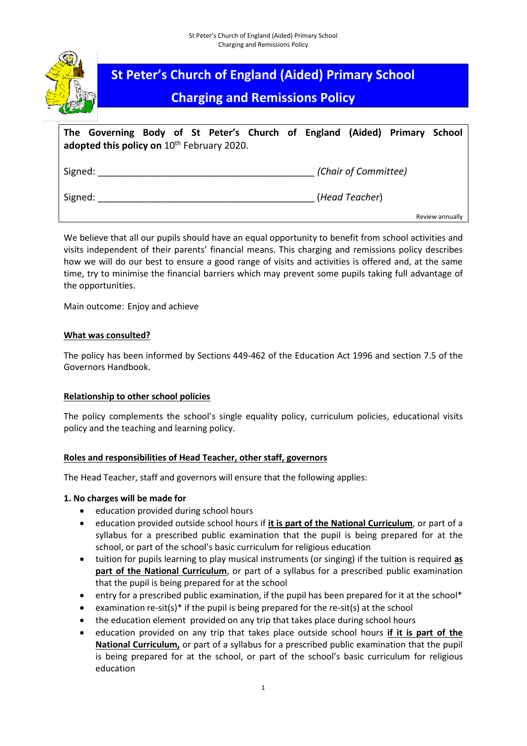# St Peter's Church of England (Aided) Primary School

## Charging and Remissions Policy

**The Governing Body of St Peter's Church of England (Aided) Primary School adopted this policy on** 10th February 2020.

Signed: ________________________________________ *(Chair of Committee)*

Signed: ________________________________________ (*Head Teacher*)

Review annually

We believe that all our pupils should have an equal opportunity to benefit from school activities and visits independent of their parents' financial means. This charging and remissions policy describes how we will do our best to ensure a good range of visits and activities is offered and, at the same time, try to minimise the financial barriers which may prevent some pupils taking full advantage of the opportunities.

Main outcome: Enjoy and achieve

### What was consulted?

The policy has been informed by Sections 449-462 of the Education Act 1996 and section 7.5 of the Governors Handbook.

### Relationship to other school policies

The policy complements the school's single equality policy, curriculum policies, educational visits policy and the teaching and learning policy.

### Roles and responsibilities of Head Teacher, other staff, governors

The Head Teacher, staff and governors will ensure that the following applies:

**1. No charges will be made for**

- education provided during school hours
- education provided outside school hours if **it is part of the National Curriculum**, or part of a syllabus for a prescribed public examination that the pupil is being prepared for at the school, or part of the school's basic curriculum for religious education
- tuition for pupils learning to play musical instruments (or singing) if the tuition is required **as part of the National Curriculum**, or part of a syllabus for a prescribed public examination that the pupil is being prepared for at the school
- entry for a prescribed public examination, if the pupil has been prepared for it at the school*
- examination re-sit(s)* if the pupil is being prepared for the re-sit(s) at the school
- the education element provided on any trip that takes place during school hours
- education provided on any trip that takes place outside school hours **if it is part of the National Curriculum,** or part of a syllabus for a prescribed public examination that the pupil is being prepared for at the school, or part of the school's basic curriculum for religious education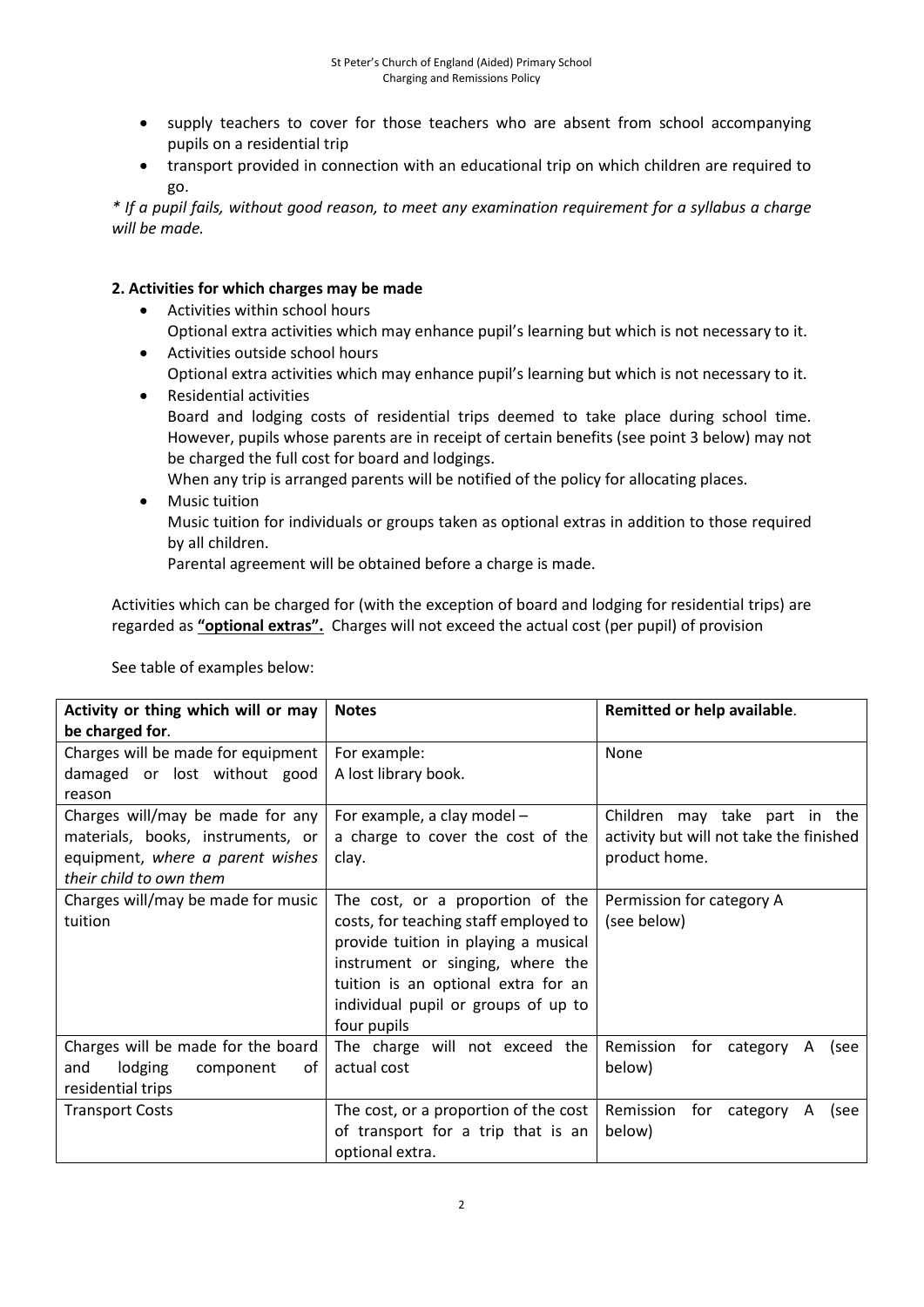- supply teachers to cover for those teachers who are absent from school accompanying pupils on a residential trip
- transport provided in connection with an educational trip on which children are required to go.

*\* If a pupil fails, without good reason, to meet any examination requirement for a syllabus a charge will be made.*

**2. Activities for which charges may be made**

- Activities within school hours
  Optional extra activities which may enhance pupil's learning but which is not necessary to it.
- Activities outside school hours
  Optional extra activities which may enhance pupil's learning but which is not necessary to it.
- Residential activities
  Board and lodging costs of residential trips deemed to take place during school time. However, pupils whose parents are in receipt of certain benefits (see point 3 below) may not be charged the full cost for board and lodgings.
  When any trip is arranged parents will be notified of the policy for allocating places.
- Music tuition
  Music tuition for individuals or groups taken as optional extras in addition to those required by all children.
  Parental agreement will be obtained before a charge is made.

Activities which can be charged for (with the exception of board and lodging for residential trips) are regarded as **"optional extras".** Charges will not exceed the actual cost (per pupil) of provision

See table of examples below:

| **Activity or thing which will or may be charged for**. | **Notes** | **Remitted or help available**. |
|---|---|---|
| Charges will be made for equipment damaged or lost without good reason | For example: A lost library book. | None |
| Charges will/may be made for any materials, books, instruments, or equipment, *where a parent wishes their child to own them* | For example, a clay model – a charge to cover the cost of the clay. | Children may take part in the activity but will not take the finished product home. |
| Charges will/may be made for music tuition | The cost, or a proportion of the costs, for teaching staff employed to provide tuition in playing a musical instrument or singing, where the tuition is an optional extra for an individual pupil or groups of up to four pupils | Permission for category A (see below) |
| Charges will be made for the board and lodging component of residential trips | The charge will not exceed the actual cost | Remission for category A (see below) |
| Transport Costs | The cost, or a proportion of the cost of transport for a trip that is an optional extra. | Remission for category A (see below) |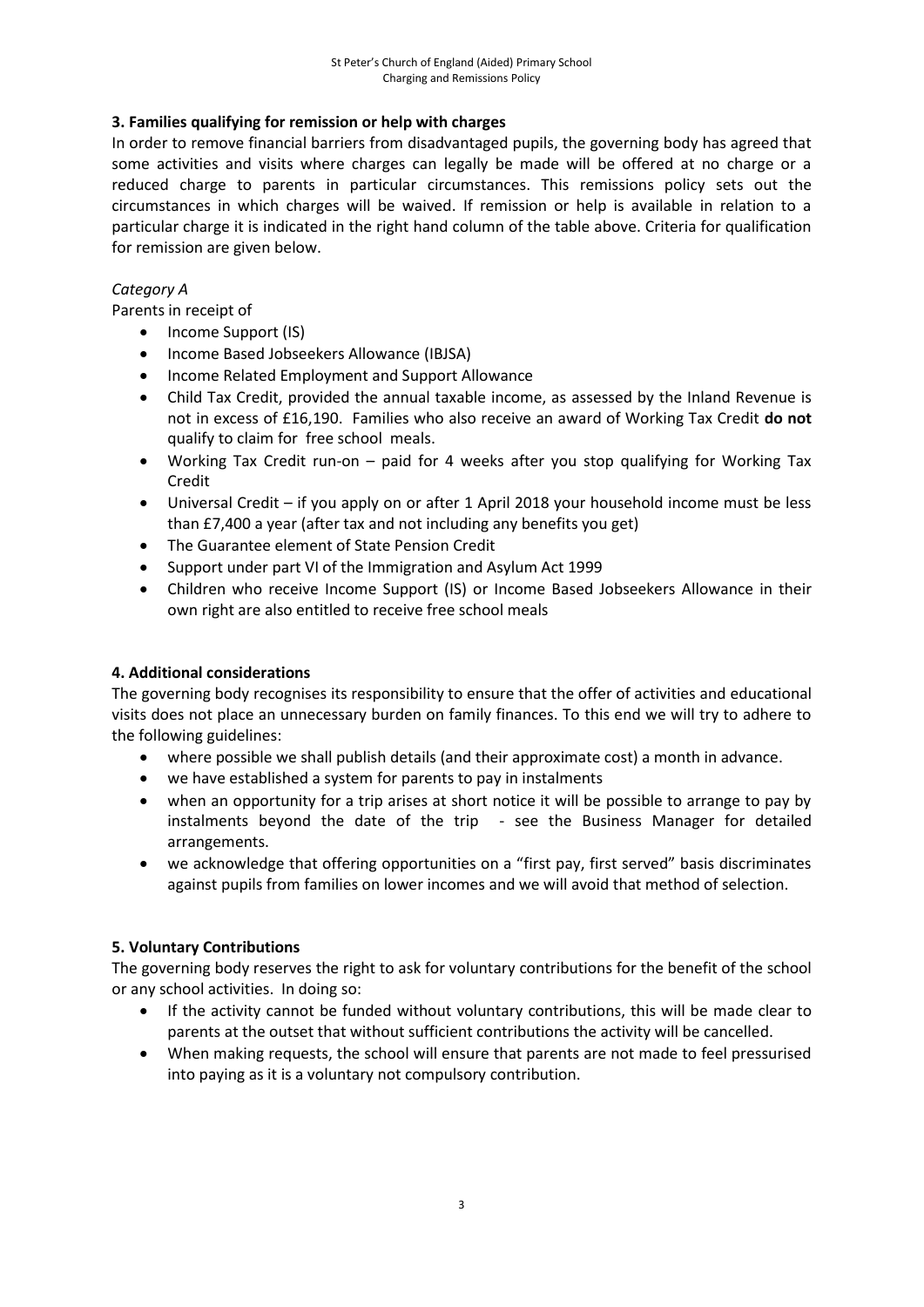### 3. Families qualifying for remission or help with charges

In order to remove financial barriers from disadvantaged pupils, the governing body has agreed that some activities and visits where charges can legally be made will be offered at no charge or a reduced charge to parents in particular circumstances. This remissions policy sets out the circumstances in which charges will be waived. If remission or help is available in relation to a particular charge it is indicated in the right hand column of the table above. Criteria for qualification for remission are given below.

*Category A*

Parents in receipt of

- Income Support (IS)
- Income Based Jobseekers Allowance (IBJSA)
- Income Related Employment and Support Allowance
- Child Tax Credit, provided the annual taxable income, as assessed by the Inland Revenue is not in excess of £16,190. Families who also receive an award of Working Tax Credit **do not** qualify to claim for free school meals.
- Working Tax Credit run-on – paid for 4 weeks after you stop qualifying for Working Tax Credit
- Universal Credit – if you apply on or after 1 April 2018 your household income must be less than £7,400 a year (after tax and not including any benefits you get)
- The Guarantee element of State Pension Credit
- Support under part VI of the Immigration and Asylum Act 1999
- Children who receive Income Support (IS) or Income Based Jobseekers Allowance in their own right are also entitled to receive free school meals

### 4. Additional considerations

The governing body recognises its responsibility to ensure that the offer of activities and educational visits does not place an unnecessary burden on family finances. To this end we will try to adhere to the following guidelines:

- where possible we shall publish details (and their approximate cost) a month in advance.
- we have established a system for parents to pay in instalments
- when an opportunity for a trip arises at short notice it will be possible to arrange to pay by instalments beyond the date of the trip - see the Business Manager for detailed arrangements.
- we acknowledge that offering opportunities on a "first pay, first served" basis discriminates against pupils from families on lower incomes and we will avoid that method of selection.

### 5. Voluntary Contributions

The governing body reserves the right to ask for voluntary contributions for the benefit of the school or any school activities. In doing so:

- If the activity cannot be funded without voluntary contributions, this will be made clear to parents at the outset that without sufficient contributions the activity will be cancelled.
- When making requests, the school will ensure that parents are not made to feel pressurised into paying as it is a voluntary not compulsory contribution.